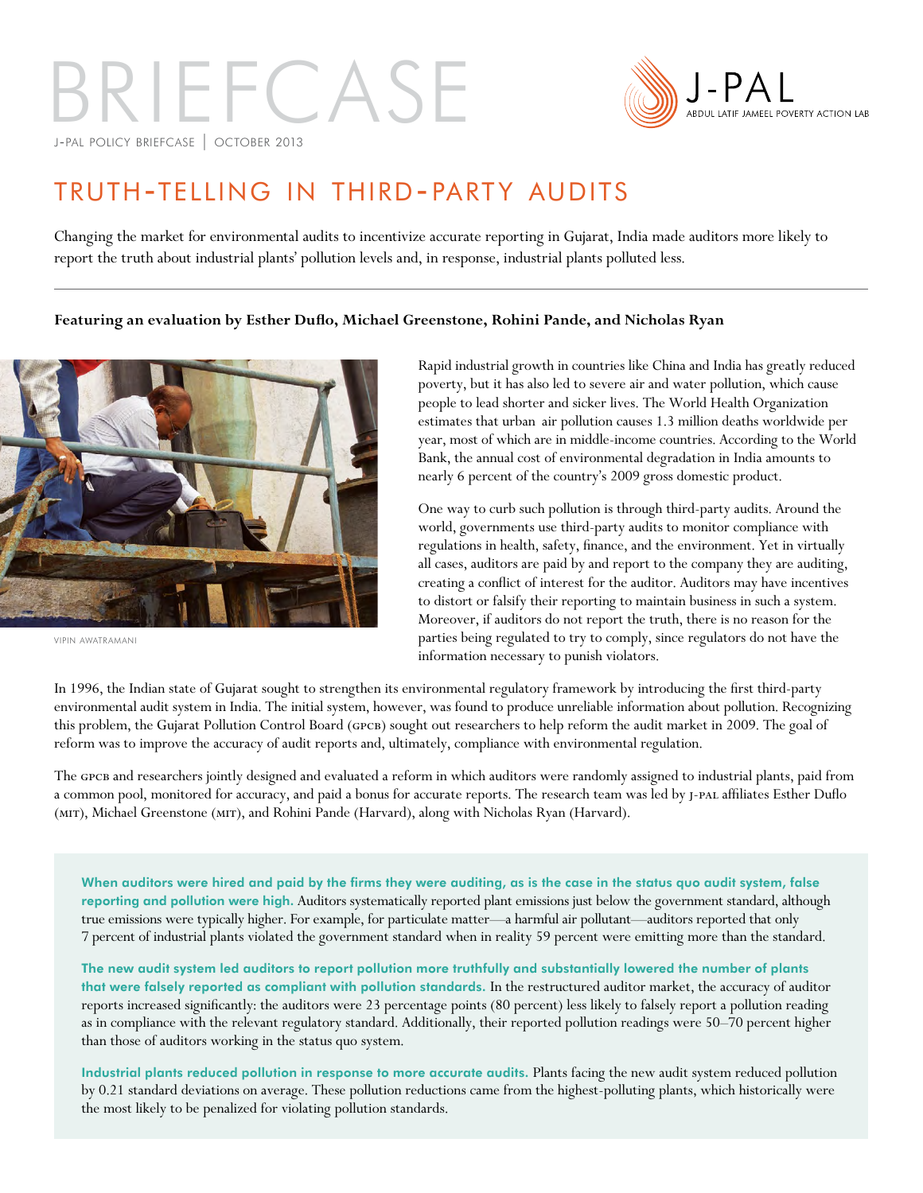# BRIEFCASE

J-PAL POLICY BRIEFCASE | OCTOBER 2013

# TRUTH-TELLING IN THIRD-PARTY AUDITS

Changing the market for environmental audits to incentivize accurate reporting in Gujarat, India made auditors more likely to report the truth about industrial plants' pollution levels and, in response, industrial plants polluted less.

**Featuring an evaluation by Esther Duflo, Michael Greenstone, Rohini Pande, and Nicholas Ryan**

VIPIN AWATRAMANI

Rapid industrial growth in countries like China and India has greatly reduced poverty, but it has also led to severe air and water pollution, which cause people to lead shorter and sicker lives. The World Health Organization estimates that urban air pollution causes 1.3 million deaths worldwide per year, most of which are in middle-income countries. According to the World Bank, the annual cost of environmental degradation in India amounts to nearly 6 percent of the country's 2009 gross domestic product.

One way to curb such pollution is through third-party audits. Around the world, governments use third-party audits to monitor compliance with regulations in health, safety, finance, and the environment. Yet in virtually all cases, auditors are paid by and report to the company they are auditing, creating a conflict of interest for the auditor. Auditors may have incentives to distort or falsify their reporting to maintain business in such a system. Moreover, if auditors do not report the truth, there is no reason for the parties being regulated to try to comply, since regulators do not have the information necessary to punish violators.

In 1996, the Indian state of Gujarat sought to strengthen its environmental regulatory framework by introducing the first third-party environmental audit system in India. The initial system, however, was found to produce unreliable information about pollution. Recognizing this problem, the Gujarat Pollution Control Board (GPCB) sought out researchers to help reform the audit market in 2009. The goal of reform was to improve the accuracy of audit reports and, ultimately, compliance with environmental regulation.

The GPCB and researchers jointly designed and evaluated a reform in which auditors were randomly assigned to industrial plants, paid from a common pool, monitored for accuracy, and paid a bonus for accurate reports. The research team was led by J-PAL affiliates Esther Duflo (MIT), Michael Greenstone (MIT), and Rohini Pande (Harvard), along with Nicholas Ryan (Harvard).

**When auditors were hired and paid by the firms they were auditing, as is the case in the status quo audit system, false reporting and pollution were high.** Auditors systematically reported plant emissions just below the government standard, although true emissions were typically higher. For example, for particulate matter—a harmful air pollutant—auditors reported that only 7 percent of industrial plants violated the government standard when in reality 59 percent were emitting more than the standard.

**The new audit system led auditors to report pollution more truthfully and substantially lowered the number of plants that were falsely reported as compliant with pollution standards.** In the restructured auditor market, the accuracy of auditor reports increased significantly: the auditors were 23 percentage points (80 percent) less likely to falsely report a pollution reading as in compliance with the relevant regulatory standard. Additionally, their reported pollution readings were 50–70 percent higher than those of auditors working in the status quo system.

**Industrial plants reduced pollution in response to more accurate audits.** Plants facing the new audit system reduced pollution by 0.21 standard deviations on average. These pollution reductions came from the highest-polluting plants, which historically were the most likely to be penalized for violating pollution standards.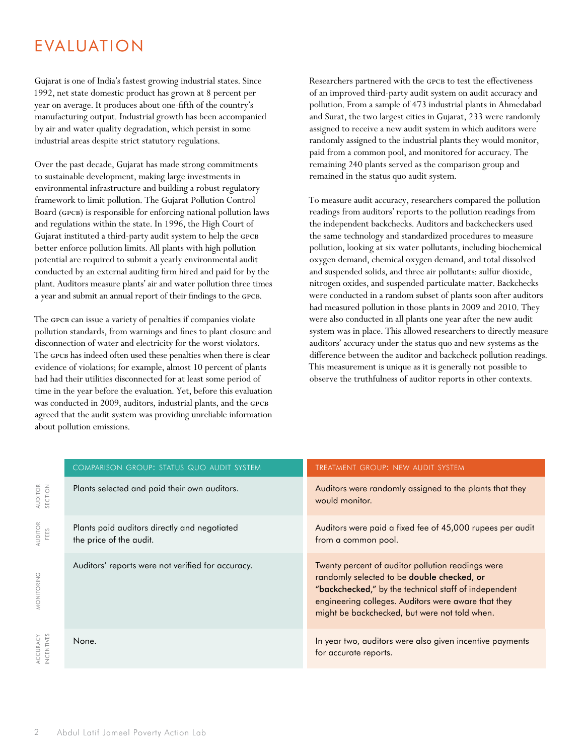# EVALUATION

Gujarat is one of India's fastest growing industrial states. Since 1992, net state domestic product has grown at 8 percent per year on average. It produces about one-fifth of the country's manufacturing output. Industrial growth has been accompanied by air and water quality degradation, which persist in some industrial areas despite strict statutory regulations.

Over the past decade, Gujarat has made strong commitments to sustainable development, making large investments in environmental infrastructure and building a robust regulatory framework to limit pollution. The Gujarat Pollution Control Board (GPCB) is responsible for enforcing national pollution laws and regulations within the state. In 1996, the High Court of Gujarat instituted a third-party audit system to help the GPCB better enforce pollution limits. All plants with high pollution potential are required to submit a yearly environmental audit conducted by an external auditing firm hired and paid for by the plant. Auditors measure plants' air and water pollution three times a year and submit an annual report of their findings to the GPCB.

The GPCB can issue a variety of penalties if companies violate pollution standards, from warnings and fines to plant closure and disconnection of water and electricity for the worst violators. The GPCB has indeed often used these penalties when there is clear evidence of violations; for example, almost 10 percent of plants had had their utilities disconnected for at least some period of time in the year before the evaluation. Yet, before this evaluation was conducted in 2009, auditors, industrial plants, and the GPCB agreed that the audit system was providing unreliable information about pollution emissions.

Researchers partnered with the GPCB to test the effectiveness of an improved third-party audit system on audit accuracy and pollution. From a sample of 473 industrial plants in Ahmedabad and Surat, the two largest cities in Gujarat, 233 were randomly assigned to receive a new audit system in which auditors were randomly assigned to the industrial plants they would monitor, paid from a common pool, and monitored for accuracy. The remaining 240 plants served as the comparison group and remained in the status quo audit system.

To measure audit accuracy, researchers compared the pollution readings from auditors' reports to the pollution readings from the independent backchecks. Auditors and backcheckers used the same technology and standardized procedures to measure pollution, looking at six water pollutants, including biochemical oxygen demand, chemical oxygen demand, and total dissolved and suspended solids, and three air pollutants: sulfur dioxide, nitrogen oxides, and suspended particulate matter. Backchecks were conducted in a random subset of plants soon after auditors had measured pollution in those plants in 2009 and 2010. They were also conducted in all plants one year after the new audit system was in place. This allowed researchers to directly measure auditors' accuracy under the status quo and new systems as the difference between the auditor and backcheck pollution readings. This measurement is unique as it is generally not possible to observe the truthfulness of auditor reports in other contexts.

| | COMPARISON GROUP: STATUS QUO AUDIT SYSTEM | TREATMENT GROUP: NEW AUDIT SYSTEM |
|---|---|---|
| AUDITOR SECTION | Plants selected and paid their own auditors. | Auditors were randomly assigned to the plants that they would monitor. |
| AUDITOR FEES | Plants paid auditors directly and negotiated the price of the audit. | Auditors were paid a fixed fee of 45,000 rupees per audit from a common pool. |
| MONITORING | Auditors' reports were not verified for accuracy. | Twenty percent of auditor pollution readings were randomly selected to be **double checked, or "backchecked,"** by the technical staff of independent engineering colleges. Auditors were aware that they might be backchecked, but were not told when. |
| ACCURACY INCENTIVES | None. | In year two, auditors were also given incentive payments for accurate reports. |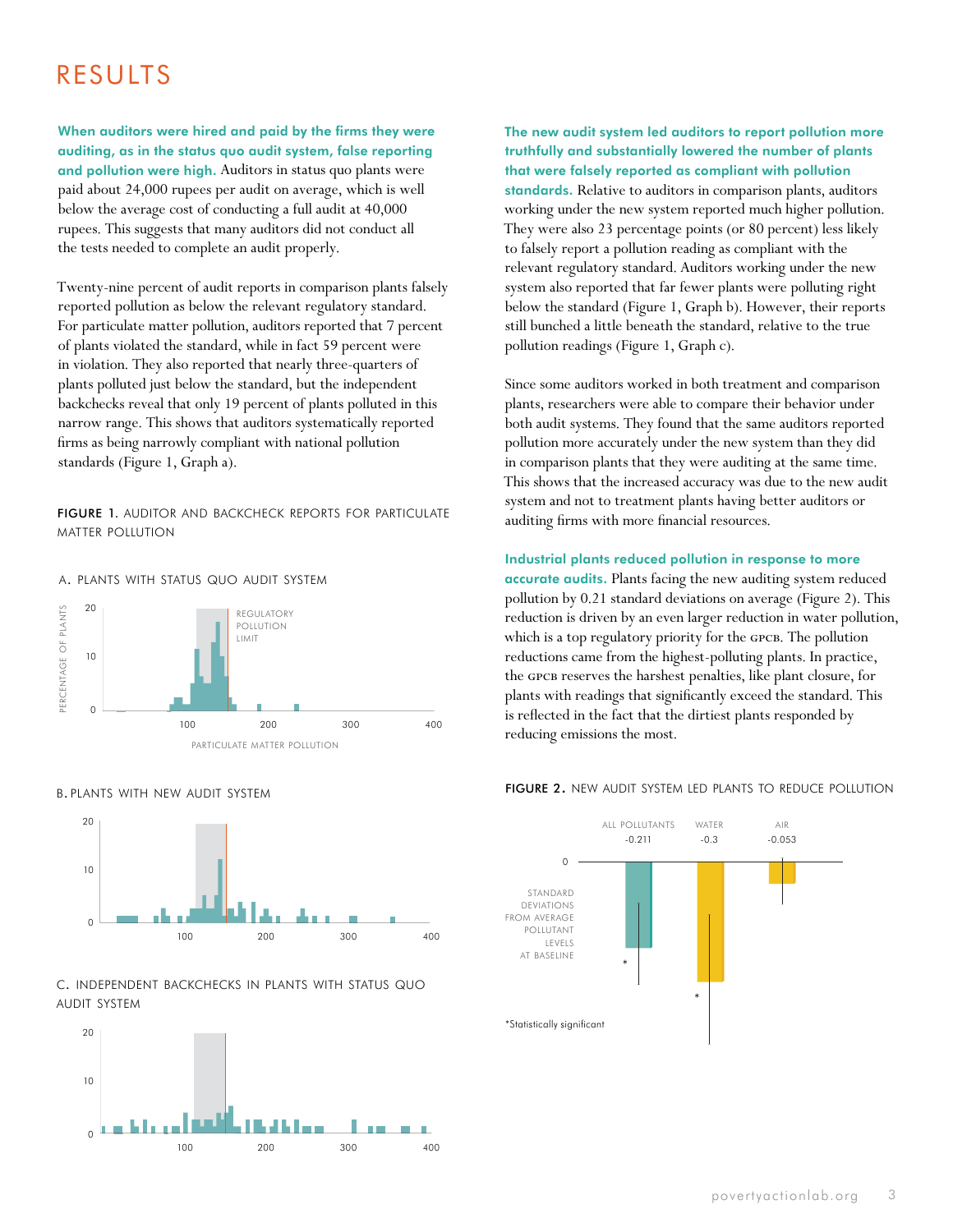# RESULTS

**When auditors were hired and paid by the firms they were auditing, as in the status quo audit system, false reporting and pollution were high.** Auditors in status quo plants were paid about 24,000 rupees per audit on average, which is well below the average cost of conducting a full audit at 40,000 rupees. This suggests that many auditors did not conduct all the tests needed to complete an audit properly.

Twenty-nine percent of audit reports in comparison plants falsely reported pollution as below the relevant regulatory standard. For particulate matter pollution, auditors reported that 7 percent of plants violated the standard, while in fact 59 percent were in violation. They also reported that nearly three-quarters of plants polluted just below the standard, but the independent backchecks reveal that only 19 percent of plants polluted in this narrow range. This shows that auditors systematically reported firms as being narrowly compliant with national pollution standards (Figure 1, Graph a).

FIGURE 1. AUDITOR AND BACKCHECK REPORTS FOR PARTICULATE MATTER POLLUTION

A. PLANTS WITH STATUS QUO AUDIT SYSTEM

PERCENTAGE OF PLANTS

20
10
0

REGULATORY POLLUTION LIMIT

100 200 300 400

PARTICULATE MATTER POLLUTION

B. PLANTS WITH NEW AUDIT SYSTEM

20
10
0

100 200 300 400

C. INDEPENDENT BACKCHECKS IN PLANTS WITH STATUS QUO AUDIT SYSTEM

20
10
0

100 200 300 400

**The new audit system led auditors to report pollution more truthfully and substantially lowered the number of plants that were falsely reported as compliant with pollution standards.** Relative to auditors in comparison plants, auditors working under the new system reported much higher pollution. They were also 23 percentage points (or 80 percent) less likely to falsely report a pollution reading as compliant with the relevant regulatory standard. Auditors working under the new system also reported that far fewer plants were polluting right below the standard (Figure 1, Graph b). However, their reports still bunched a little beneath the standard, relative to the true pollution readings (Figure 1, Graph c).

Since some auditors worked in both treatment and comparison plants, researchers were able to compare their behavior under both audit systems. They found that the same auditors reported pollution more accurately under the new system than they did in comparison plants that they were auditing at the same time. This shows that the increased accuracy was due to the new audit system and not to treatment plants having better auditors or auditing firms with more financial resources.

**Industrial plants reduced pollution in response to more accurate audits.** Plants facing the new auditing system reduced pollution by 0.21 standard deviations on average (Figure 2). This reduction is driven by an even larger reduction in water pollution, which is a top regulatory priority for the GPCB. The pollution reductions came from the highest-polluting plants. In practice, the GPCB reserves the harshest penalties, like plant closure, for plants with readings that significantly exceed the standard. This is reflected in the fact that the dirtiest plants responded by reducing emissions the most.

FIGURE 2. NEW AUDIT SYSTEM LED PLANTS TO REDUCE POLLUTION

ALL POLLUTANTS -0.211
WATER -0.3
AIR -0.053

0

STANDARD DEVIATIONS FROM AVERAGE POLLUTANT LEVELS AT BASELINE

*
*

*Statistically significant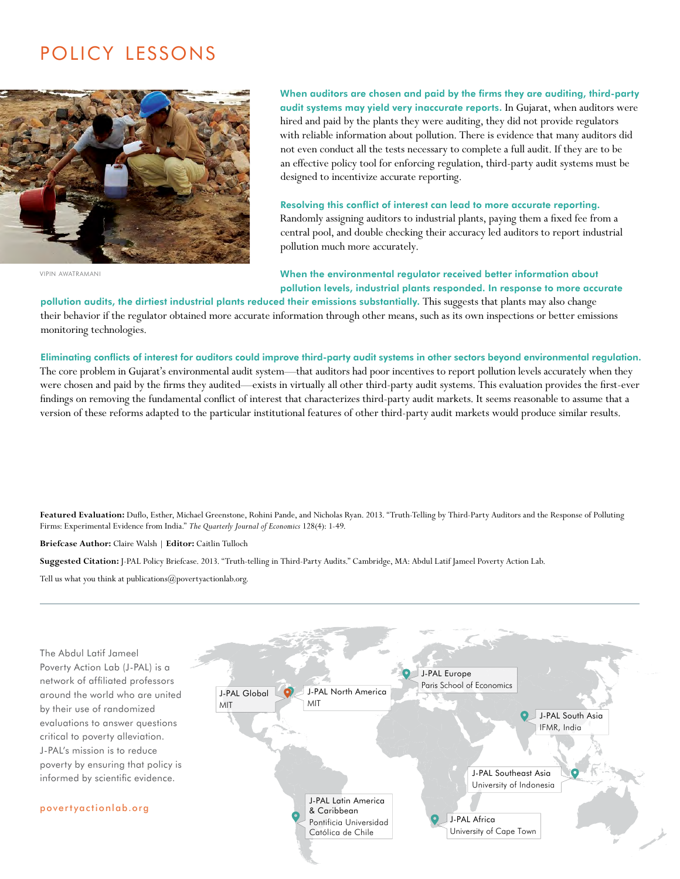# POLICY LESSONS

VIPIN AWATRAMANI

**When auditors are chosen and paid by the firms they are auditing, third-party audit systems may yield very inaccurate reports.** In Gujarat, when auditors were hired and paid by the plants they were auditing, they did not provide regulators with reliable information about pollution. There is evidence that many auditors did not even conduct all the tests necessary to complete a full audit. If they are to be an effective policy tool for enforcing regulation, third-party audit systems must be designed to incentivize accurate reporting.

**Resolving this conflict of interest can lead to more accurate reporting.** Randomly assigning auditors to industrial plants, paying them a fixed fee from a central pool, and double checking their accuracy led auditors to report industrial pollution much more accurately.

**When the environmental regulator received better information about pollution levels, industrial plants responded. In response to more accurate pollution audits, the dirtiest industrial plants reduced their emissions substantially.** This suggests that plants may also change their behavior if the regulator obtained more accurate information through other means, such as its own inspections or better emissions monitoring technologies.

**Eliminating conflicts of interest for auditors could improve third-party audit systems in other sectors beyond environmental regulation.** The core problem in Gujarat's environmental audit system—that auditors had poor incentives to report pollution levels accurately when they were chosen and paid by the firms they audited—exists in virtually all other third-party audit systems. This evaluation provides the first-ever findings on removing the fundamental conflict of interest that characterizes third-party audit markets. It seems reasonable to assume that a version of these reforms adapted to the particular institutional features of other third-party audit markets would produce similar results.

**Featured Evaluation:** Duflo, Esther, Michael Greenstone, Rohini Pande, and Nicholas Ryan. 2013. "Truth-Telling by Third-Party Auditors and the Response of Polluting Firms: Experimental Evidence from India." *The Quarterly Journal of Economics* 128(4): 1-49.

**Briefcase Author:** Claire Walsh | **Editor:** Caitlin Tulloch

**Suggested Citation:** J-PAL Policy Briefcase. 2013. "Truth-telling in Third-Party Audits." Cambridge, MA: Abdul Latif Jameel Poverty Action Lab.

Tell us what you think at publications@povertyactionlab.org.

---

The Abdul Latif Jameel Poverty Action Lab (J-PAL) is a network of affiliated professors around the world who are united by their use of randomized evaluations to answer questions critical to poverty alleviation. J-PAL's mission is to reduce poverty by ensuring that policy is informed by scientific evidence.

povertyactionlab.org

J-PAL Global
MIT

J-PAL North America
MIT

J-PAL Europe
Paris School of Economics

J-PAL South Asia
IFMR, India

J-PAL Southeast Asia
University of Indonesia

J-PAL Latin America & Caribbean
Pontificia Universidad Católica de Chile

J-PAL Africa
University of Cape Town